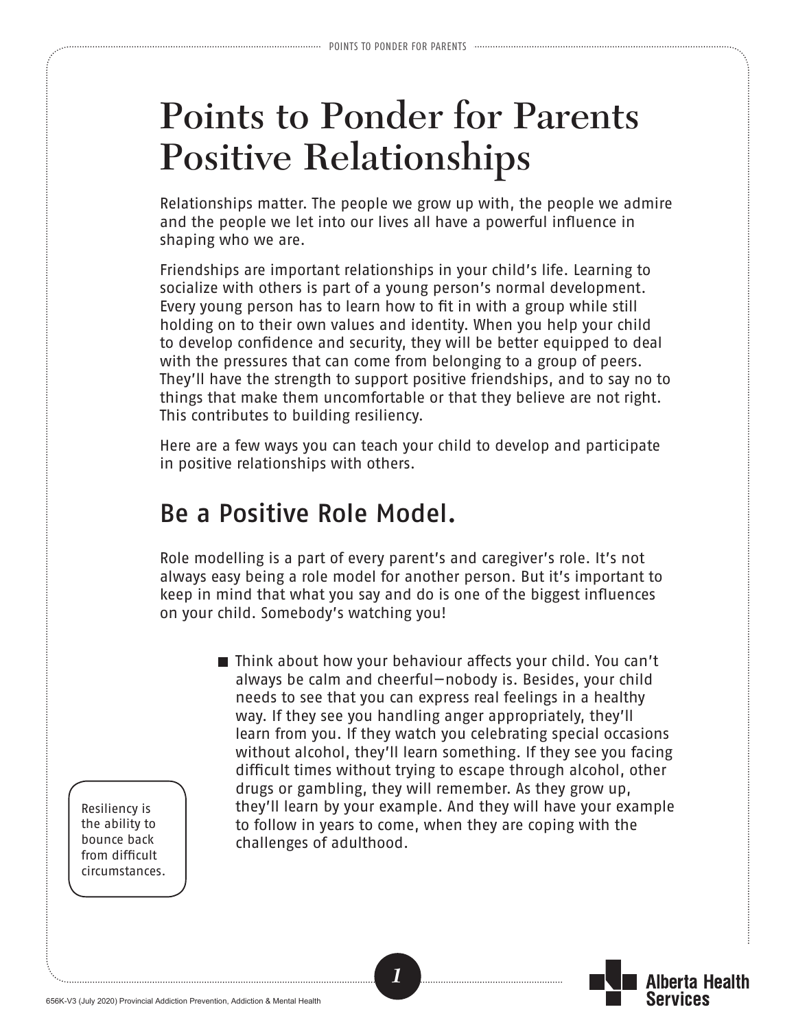# Points to Ponder for Parents Positive Relationships

Relationships matter. The people we grow up with, the people we admire and the people we let into our lives all have a powerful influence in shaping who we are.

Friendships are important relationships in your child's life. Learning to socialize with others is part of a young person's normal development. Every young person has to learn how to fit in with a group while still holding on to their own values and identity. When you help your child to develop confidence and security, they will be better equipped to deal with the pressures that can come from belonging to a group of peers. They'll have the strength to support positive friendships, and to say no to things that make them uncomfortable or that they believe are not right. This contributes to building resiliency.

Here are a few ways you can teach your child to develop and participate in positive relationships with others.

## Be a Positive Role Model.

Role modelling is a part of every parent's and caregiver's role. It's not always easy being a role model for another person. But it's important to keep in mind that what you say and do is one of the biggest influences on your child. Somebody's watching you!

- Think about how your behaviour affects your child. You can't always be calm and cheerful—nobody is. Besides, your child needs to see that you can express real feelings in a healthy way. If they see you handling anger appropriately, they'll learn from you. If they watch you celebrating special occasions without alcohol, they'll learn something. If they see you facing difficult times without trying to escape through alcohol, other drugs or gambling, they will remember. As they grow up, they'll learn by your example. And they will have your example to follow in years to come, when they are coping with the challenges of adulthood.

Resiliency is the ability to bounce back from difficult circumstances.

656K-V3 (July 2020) Provincial Addiction Prevention, Addiction & Mental Health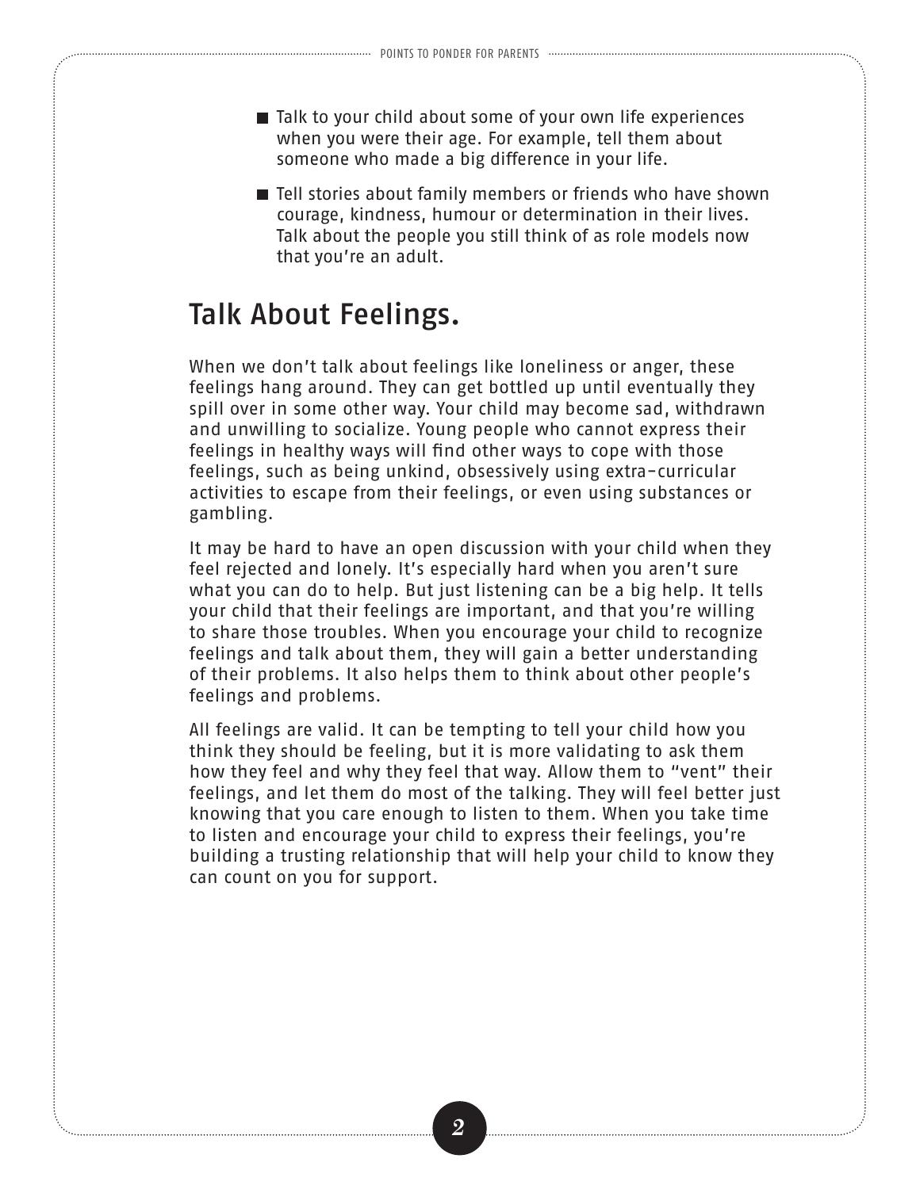- Talk to your child about some of your own life experiences when you were their age. For example, tell them about someone who made a big difference in your life.
- Tell stories about family members or friends who have shown courage, kindness, humour or determination in their lives. Talk about the people you still think of as role models now that you're an adult.

## Talk About Feelings.

When we don't talk about feelings like loneliness or anger, these feelings hang around. They can get bottled up until eventually they spill over in some other way. Your child may become sad, withdrawn and unwilling to socialize. Young people who cannot express their feelings in healthy ways will find other ways to cope with those feelings, such as being unkind, obsessively using extra-curricular activities to escape from their feelings, or even using substances or gambling.

It may be hard to have an open discussion with your child when they feel rejected and lonely. It's especially hard when you aren't sure what you can do to help. But just listening can be a big help. It tells your child that their feelings are important, and that you're willing to share those troubles. When you encourage your child to recognize feelings and talk about them, they will gain a better understanding of their problems. It also helps them to think about other people's feelings and problems.

All feelings are valid. It can be tempting to tell your child how you think they should be feeling, but it is more validating to ask them how they feel and why they feel that way. Allow them to "vent" their feelings, and let them do most of the talking. They will feel better just knowing that you care enough to listen to them. When you take time to listen and encourage your child to express their feelings, you're building a trusting relationship that will help your child to know they can count on you for support.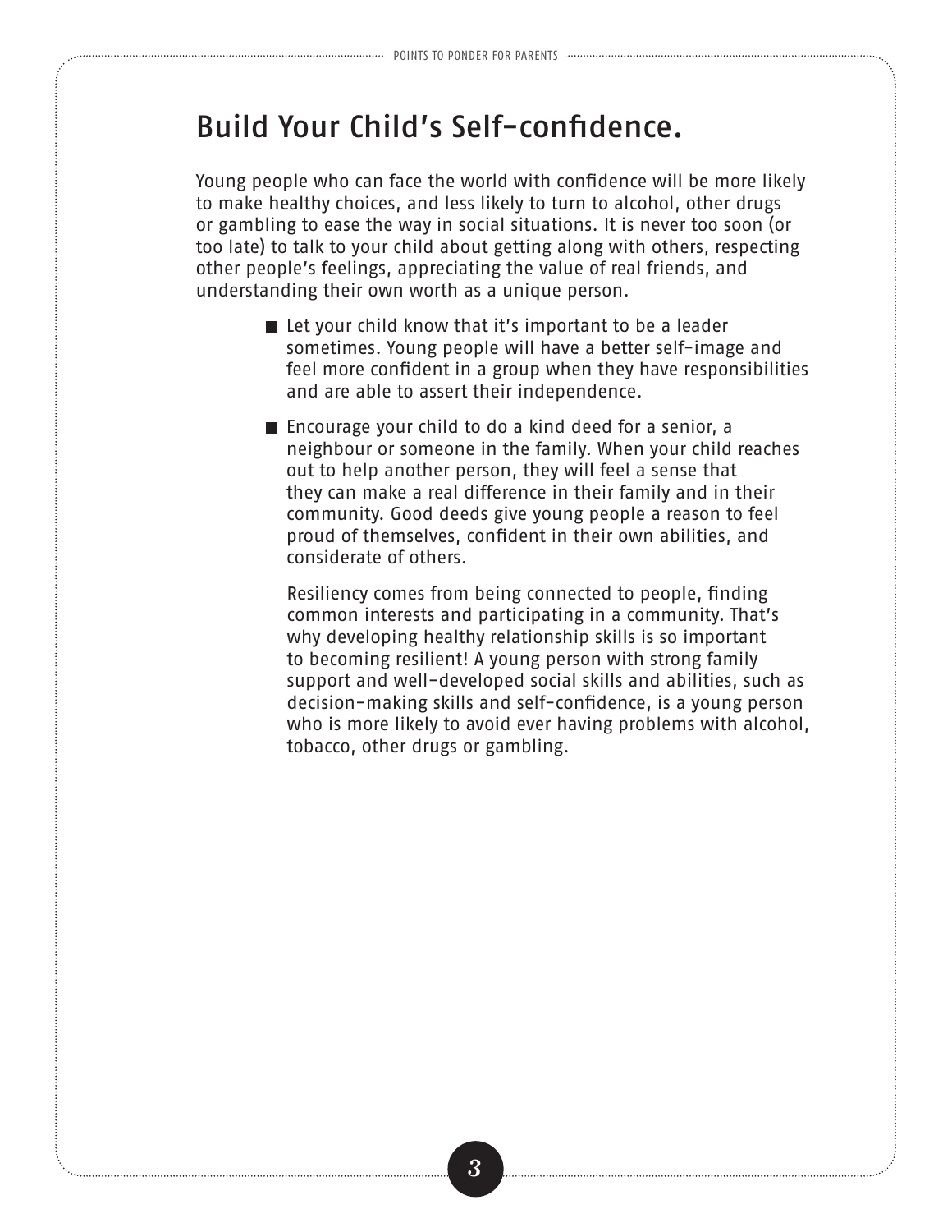# Build Your Child's Self-confidence.

Young people who can face the world with confidence will be more likely to make healthy choices, and less likely to turn to alcohol, other drugs or gambling to ease the way in social situations. It is never too soon (or too late) to talk to your child about getting along with others, respecting other people's feelings, appreciating the value of real friends, and understanding their own worth as a unique person.

- Let your child know that it's important to be a leader sometimes. Young people will have a better self-image and feel more confident in a group when they have responsibilities and are able to assert their independence.
- Encourage your child to do a kind deed for a senior, a neighbour or someone in the family. When your child reaches out to help another person, they will feel a sense that they can make a real difference in their family and in their community. Good deeds give young people a reason to feel proud of themselves, confident in their own abilities, and considerate of others.

  Resiliency comes from being connected to people, finding common interests and participating in a community. That's why developing healthy relationship skills is so important to becoming resilient! A young person with strong family support and well-developed social skills and abilities, such as decision-making skills and self-confidence, is a young person who is more likely to avoid ever having problems with alcohol, tobacco, other drugs or gambling.